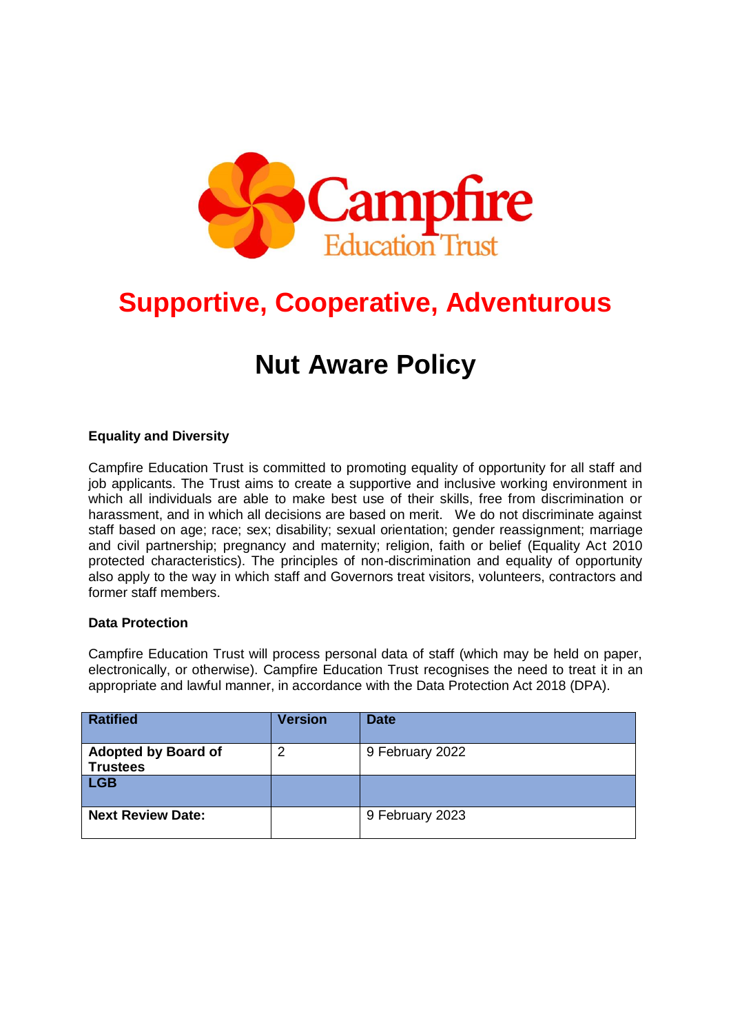Campfire Education Trust

# Supportive, Cooperative, Adventurous

# Nut Aware Policy

**Equality and Diversity**

Campfire Education Trust is committed to promoting equality of opportunity for all staff and job applicants. The Trust aims to create a supportive and inclusive working environment in which all individuals are able to make best use of their skills, free from discrimination or harassment, and in which all decisions are based on merit. We do not discriminate against staff based on age; race; sex; disability; sexual orientation; gender reassignment; marriage and civil partnership; pregnancy and maternity; religion, faith or belief (Equality Act 2010 protected characteristics). The principles of non-discrimination and equality of opportunity also apply to the way in which staff and Governors treat visitors, volunteers, contractors and former staff members.

**Data Protection**

Campfire Education Trust will process personal data of staff (which may be held on paper, electronically, or otherwise). Campfire Education Trust recognises the need to treat it in an appropriate and lawful manner, in accordance with the Data Protection Act 2018 (DPA).

| Ratified | Version | Date |
|---|---|---|
| **Adopted by Board of Trustees** | 2 | 9 February 2022 |
| **LGB** | | |
| **Next Review Date:** | | 9 February 2023 |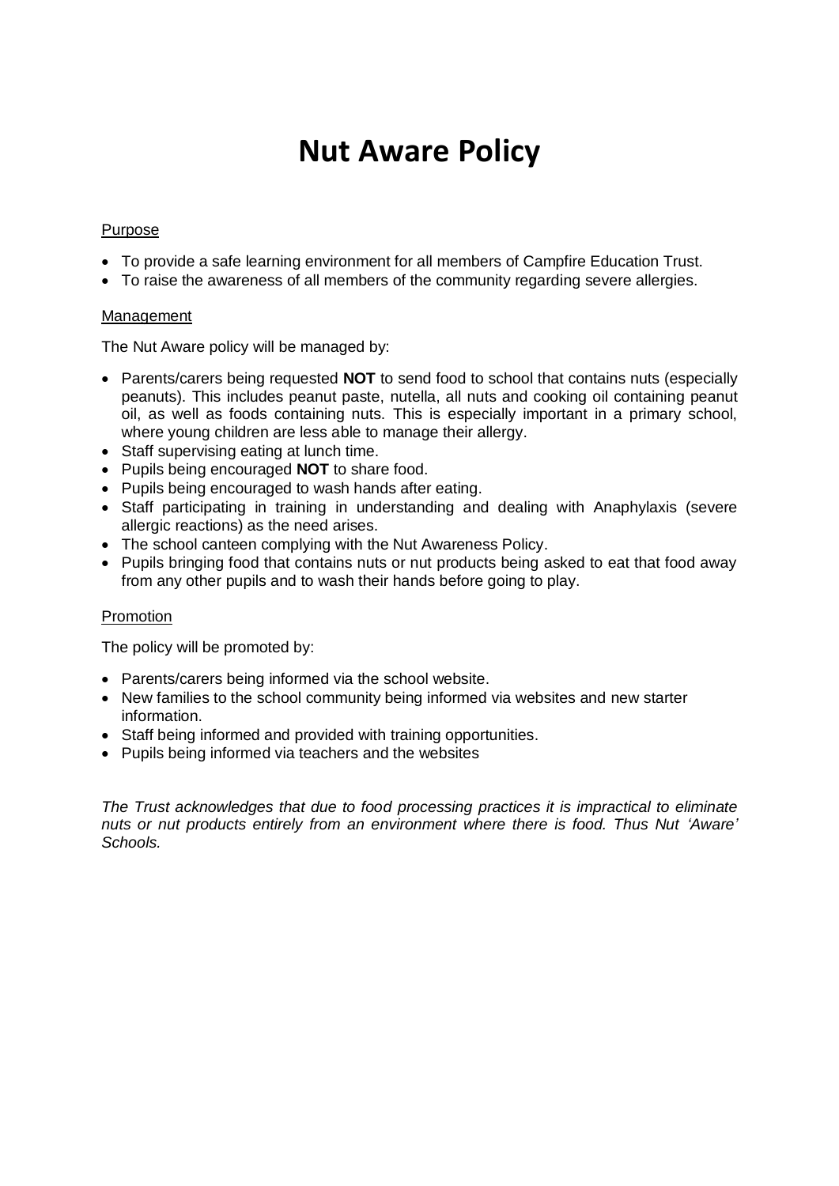# Nut Aware Policy

Purpose

- To provide a safe learning environment for all members of Campfire Education Trust.
- To raise the awareness of all members of the community regarding severe allergies.

Management

The Nut Aware policy will be managed by:

- Parents/carers being requested **NOT** to send food to school that contains nuts (especially peanuts). This includes peanut paste, nutella, all nuts and cooking oil containing peanut oil, as well as foods containing nuts. This is especially important in a primary school, where young children are less able to manage their allergy.
- Staff supervising eating at lunch time.
- Pupils being encouraged **NOT** to share food.
- Pupils being encouraged to wash hands after eating.
- Staff participating in training in understanding and dealing with Anaphylaxis (severe allergic reactions) as the need arises.
- The school canteen complying with the Nut Awareness Policy.
- Pupils bringing food that contains nuts or nut products being asked to eat that food away from any other pupils and to wash their hands before going to play.

Promotion

The policy will be promoted by:

- Parents/carers being informed via the school website.
- New families to the school community being informed via websites and new starter information.
- Staff being informed and provided with training opportunities.
- Pupils being informed via teachers and the websites

*The Trust acknowledges that due to food processing practices it is impractical to eliminate nuts or nut products entirely from an environment where there is food. Thus Nut 'Aware' Schools.*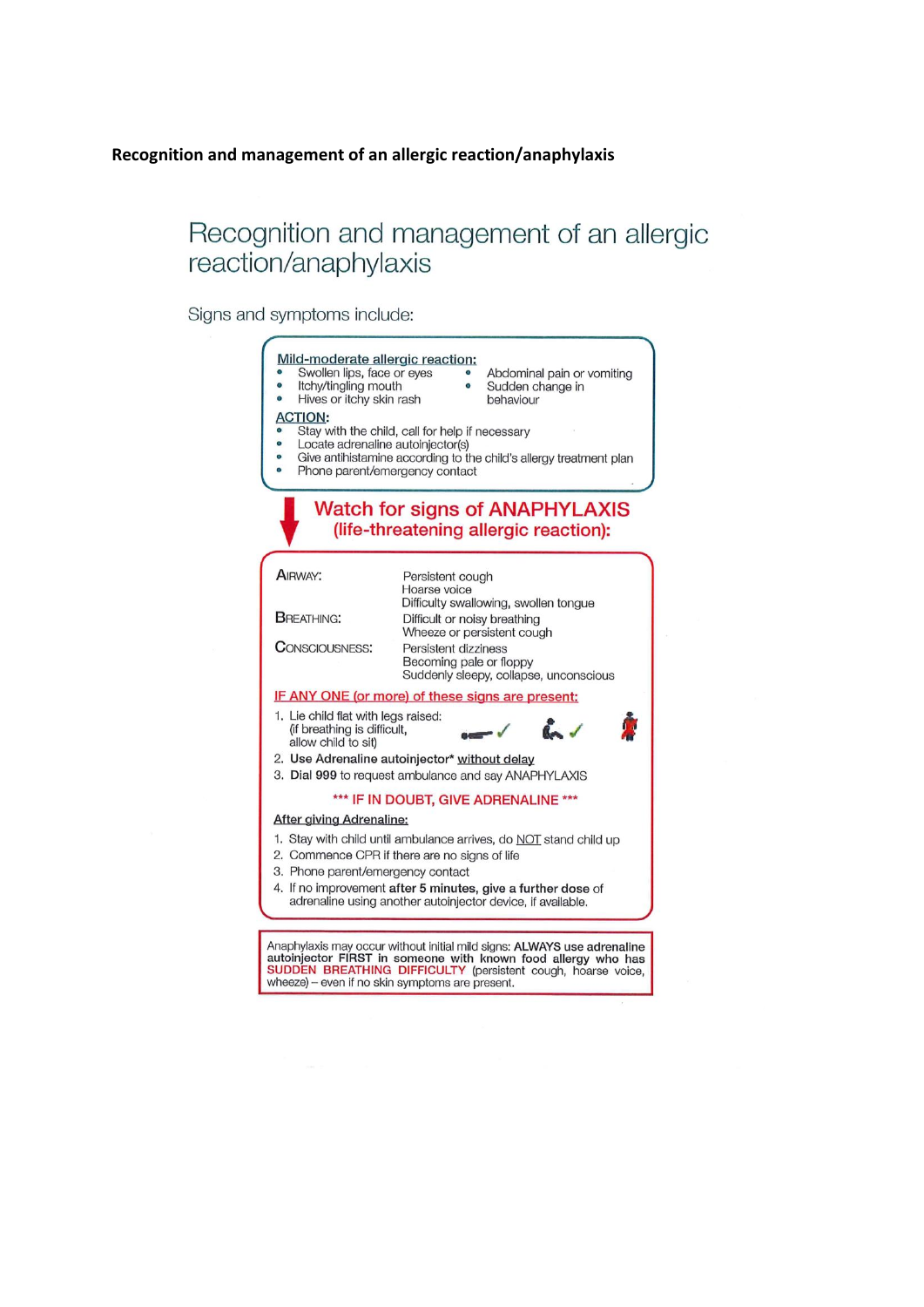**Recognition and management of an allergic reaction/anaphylaxis**

# Recognition and management of an allergic reaction/anaphylaxis

## Signs and symptoms include:

**Mild-moderate allergic reaction:**

- Swollen lips, face or eyes
- Itchy/tingling mouth
- Hives or itchy skin rash
- Abdominal pain or vomiting
- Sudden change in behaviour

**ACTION:**

- Stay with the child, call for help if necessary
- Locate adrenaline autoinjector(s)
- Give antihistamine according to the child's allergy treatment plan
- Phone parent/emergency contact

## Watch for signs of ANAPHYLAXIS (life-threatening allergic reaction):

**AIRWAY:**
Persistent cough
Hoarse voice
Difficulty swallowing, swollen tongue

**BREATHING:**
Difficult or noisy breathing
Wheeze or persistent cough

**CONSCIOUSNESS:**
Persistent dizziness
Becoming pale or floppy
Suddenly sleepy, collapse, unconscious

**IF ANY ONE (or more) of these signs are present:**

1. Lie child flat with legs raised: (if breathing is difficult, allow child to sit)
2. **Use Adrenaline autoinjector*** without delay
3. **Dial 999** to request ambulance and say ANAPHYLAXIS

**\*\*\* IF IN DOUBT, GIVE ADRENALINE \*\*\***

**After giving Adrenaline:**

1. Stay with child until ambulance arrives, do NOT stand child up
2. Commence CPR if there are no signs of life
3. Phone parent/emergency contact
4. If no improvement **after 5 minutes, give a further dose** of adrenaline using another autoinjector device, if available.

Anaphylaxis may occur without initial mild signs: **ALWAYS use adrenaline autoinjector FIRST in someone with known food allergy who has SUDDEN BREATHING DIFFICULTY** (persistent cough, hoarse voice, wheeze) – even if no skin symptoms are present.